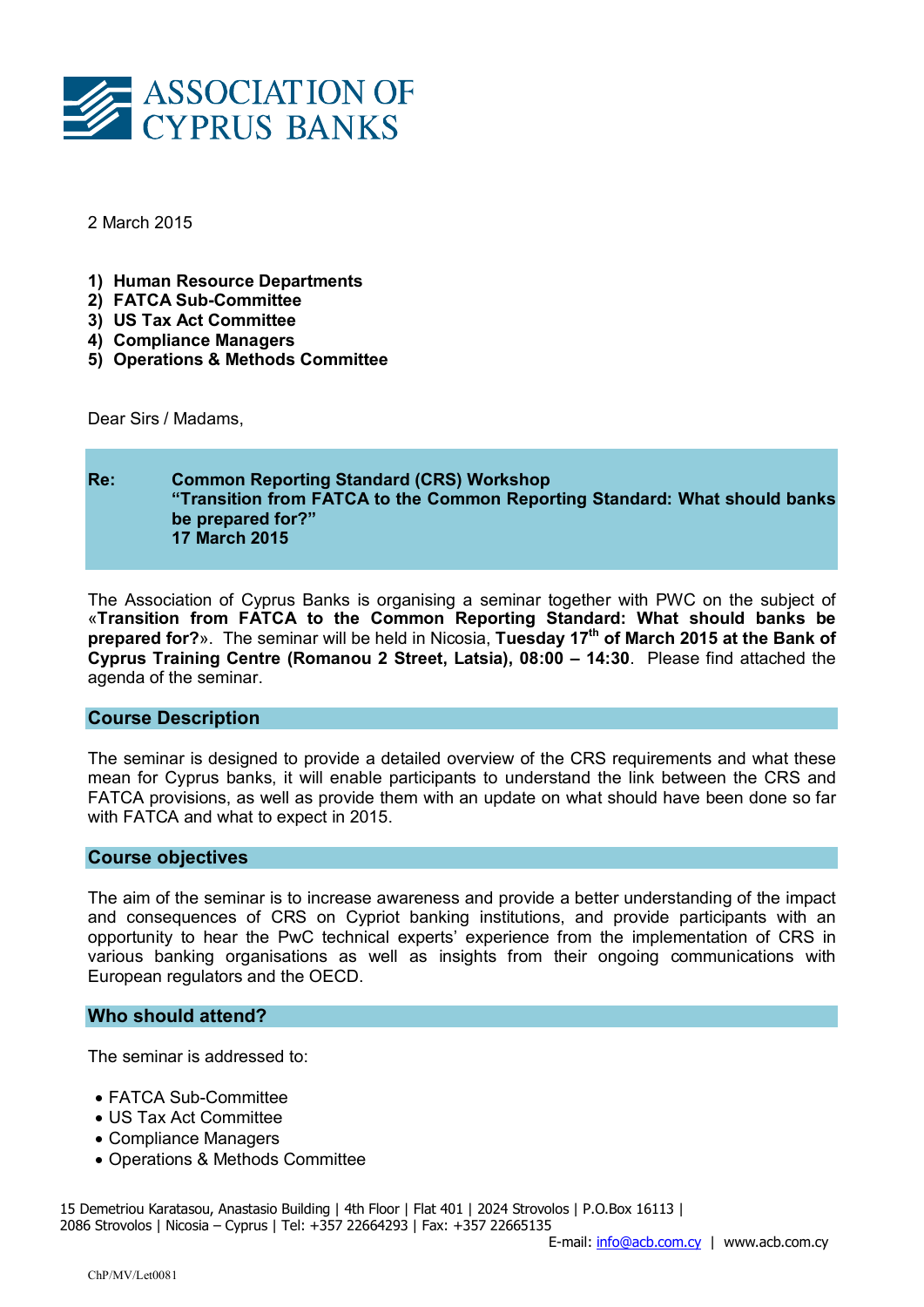# ASSOCIATION OF CYPRUS BANKS

2 March 2015

1) **Human Resource Departments**
2) **FATCA Sub-Committee**
3) **US Tax Act Committee**
4) **Compliance Managers**
5) **Operations & Methods Committee**

Dear Sirs / Madams,

**Re: Common Reporting Standard (CRS) Workshop**
**"Transition from FATCA to the Common Reporting Standard: What should banks be prepared for?"**
**17 March 2015**

The Association of Cyprus Banks is organising a seminar together with PWC on the subject of «**Transition from FATCA to the Common Reporting Standard: What should banks be prepared for?**». The seminar will be held in Nicosia, **Tuesday 17th of March 2015 at the Bank of Cyprus Training Centre (Romanou 2 Street, Latsia), 08:00 – 14:30**. Please find attached the agenda of the seminar.

## Course Description

The seminar is designed to provide a detailed overview of the CRS requirements and what these mean for Cyprus banks, it will enable participants to understand the link between the CRS and FATCA provisions, as well as provide them with an update on what should have been done so far with FATCA and what to expect in 2015.

## Course objectives

The aim of the seminar is to increase awareness and provide a better understanding of the impact and consequences of CRS on Cypriot banking institutions, and provide participants with an opportunity to hear the PwC technical experts' experience from the implementation of CRS in various banking organisations as well as insights from their ongoing communications with European regulators and the OECD.

## Who should attend?

The seminar is addressed to:

- FATCA Sub-Committee
- US Tax Act Committee
- Compliance Managers
- Operations & Methods Committee

15 Demetriou Karatasou, Anastasio Building | 4th Floor | Flat 401 | 2024 Strovolos | P.O.Box 16113 | 2086 Strovolos | Nicosia – Cyprus | Tel: +357 22664293 | Fax: +357 22665135
E-mail: info@acb.com.cy | www.acb.com.cy

ChP/MV/Let0081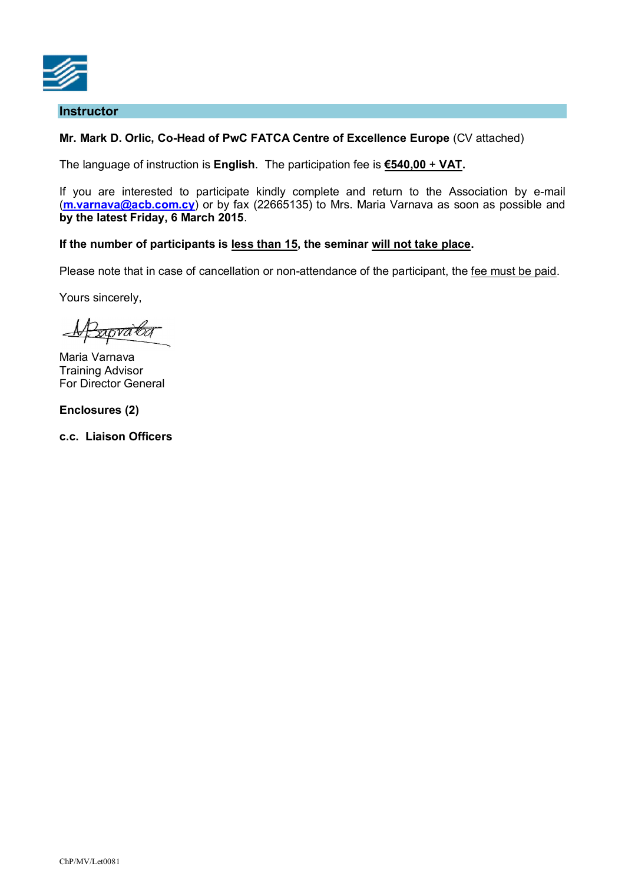## Instructor

**Mr. Mark D. Orlic, Co-Head of PwC FATCA Centre of Excellence Europe** (CV attached)

The language of instruction is **English**. The participation fee is **€540,00 + VAT**.

If you are interested to participate kindly complete and return to the Association by e-mail (**m.varnava@acb.com.cy**) or by fax (22665135) to Mrs. Maria Varnava as soon as possible and **by the latest Friday, 6 March 2015**.

**If the number of participants is less than 15, the seminar will not take place.**

Please note that in case of cancellation or non-attendance of the participant, the fee must be paid.

Yours sincerely,

Maria Varnava
Training Advisor
For Director General

**Enclosures (2)**

**c.c. Liaison Officers**

ChP/MV/Let0081